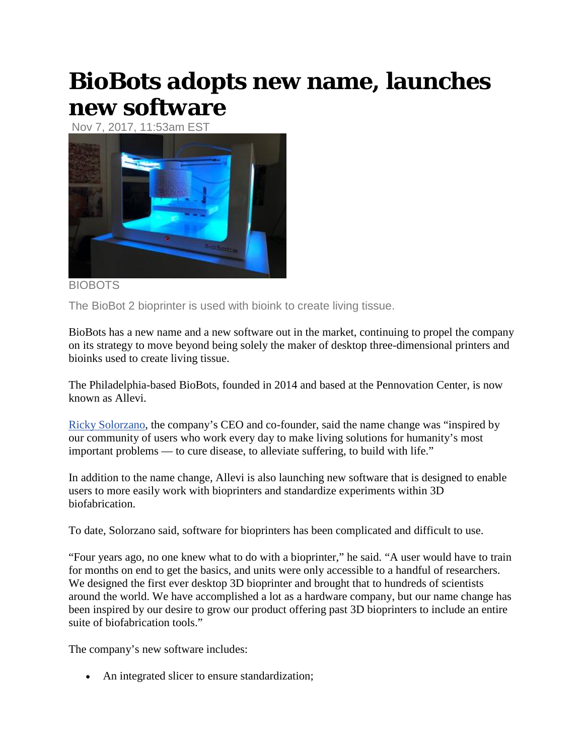# BioBots adopts new name, launches new software

Nov 7, 2017, 11:53am EST

BIOBOTS

The BioBot 2 bioprinter is used with bioink to create living tissue.

BioBots has a new name and a new software out in the market, continuing to propel the company on its strategy to move beyond being solely the maker of desktop three-dimensional printers and bioinks used to create living tissue.

The Philadelphia-based BioBots, founded in 2014 and based at the Pennovation Center, is now known as Allevi.

Ricky Solorzano, the company's CEO and co-founder, said the name change was "inspired by our community of users who work every day to make living solutions for humanity's most important problems — to cure disease, to alleviate suffering, to build with life."

In addition to the name change, Allevi is also launching new software that is designed to enable users to more easily work with bioprinters and standardize experiments within 3D biofabrication.

To date, Solorzano said, software for bioprinters has been complicated and difficult to use.

"Four years ago, no one knew what to do with a bioprinter," he said. "A user would have to train for months on end to get the basics, and units were only accessible to a handful of researchers. We designed the first ever desktop 3D bioprinter and brought that to hundreds of scientists around the world. We have accomplished a lot as a hardware company, but our name change has been inspired by our desire to grow our product offering past 3D bioprinters to include an entire suite of biofabrication tools."

The company's new software includes:

- An integrated slicer to ensure standardization;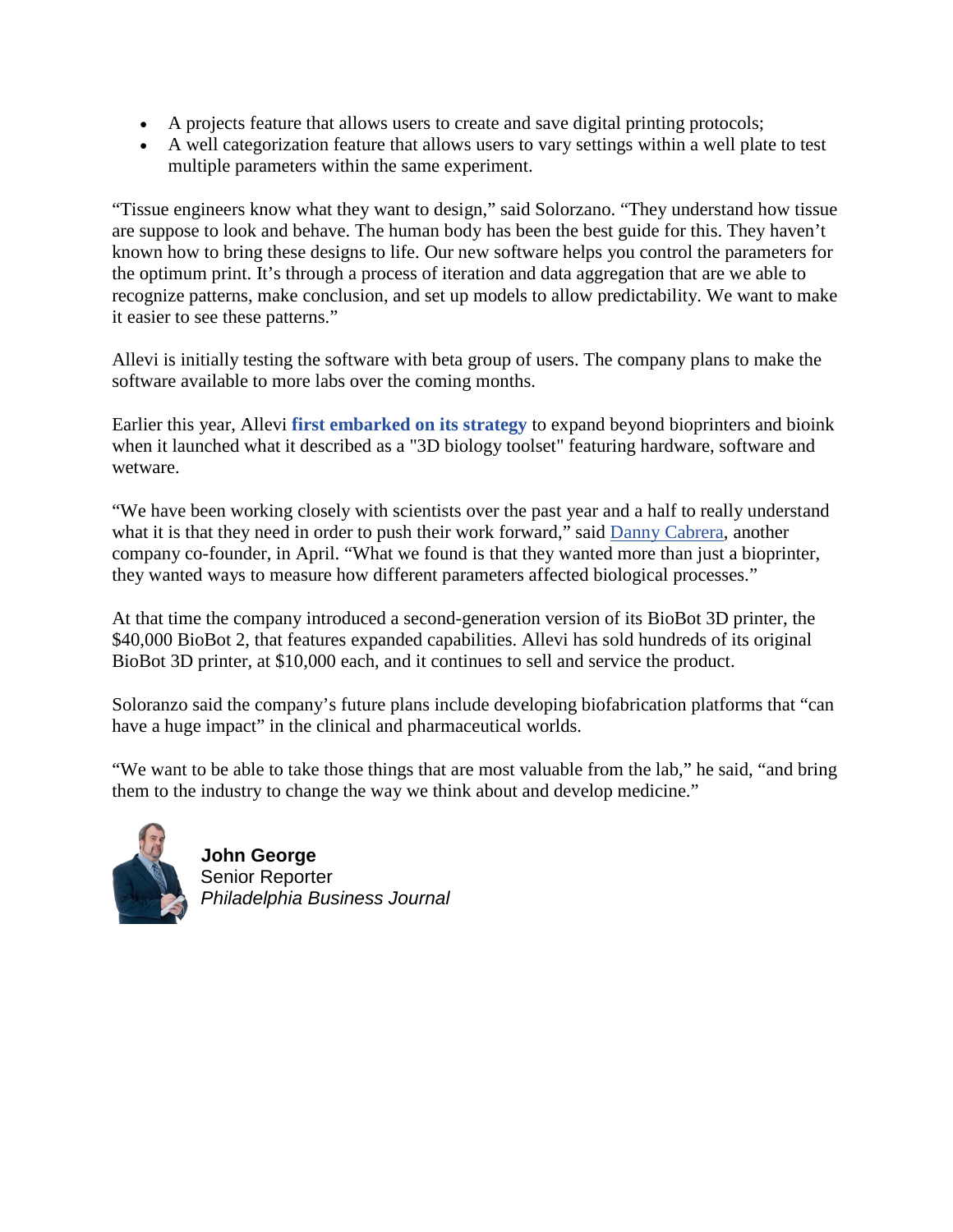- A projects feature that allows users to create and save digital printing protocols;
- A well categorization feature that allows users to vary settings within a well plate to test multiple parameters within the same experiment.

“Tissue engineers know what they want to design,” said Solorzano. “They understand how tissue are suppose to look and behave. The human body has been the best guide for this. They haven’t known how to bring these designs to life. Our new software helps you control the parameters for the optimum print. It’s through a process of iteration and data aggregation that are we able to recognize patterns, make conclusion, and set up models to allow predictability. We want to make it easier to see these patterns.”

Allevi is initially testing the software with beta group of users. The company plans to make the software available to more labs over the coming months.

Earlier this year, Allevi **first embarked on its strategy** to expand beyond bioprinters and bioink when it launched what it described as a "3D biology toolset" featuring hardware, software and wetware.

“We have been working closely with scientists over the past year and a half to really understand what it is that they need in order to push their work forward,” said Danny Cabrera, another company co-founder, in April. “What we found is that they wanted more than just a bioprinter, they wanted ways to measure how different parameters affected biological processes.”

At that time the company introduced a second-generation version of its BioBot 3D printer, the $40,000 BioBot 2, that features expanded capabilities. Allevi has sold hundreds of its original BioBot 3D printer, at $10,000 each, and it continues to sell and service the product.

Soloranzo said the company’s future plans include developing biofabrication platforms that “can have a huge impact” in the clinical and pharmaceutical worlds.

“We want to be able to take those things that are most valuable from the lab,” he said, “and bring them to the industry to change the way we think about and develop medicine.”

**John George**
Senior Reporter
*Philadelphia Business Journal*